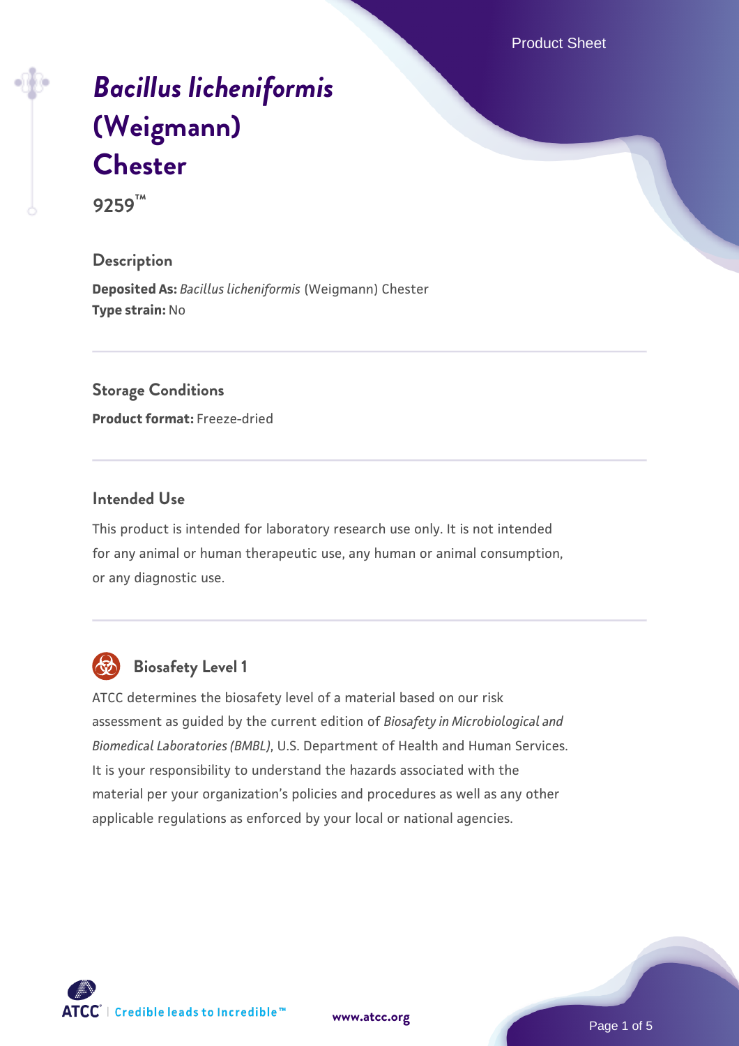# *Bacillus licheniformis* (Weigmann) Chester

**9259™**

## Description

**Deposited As:** *Bacillus licheniformis* (Weigmann) Chester
**Type strain:** No

## Storage Conditions

**Product format:** Freeze-dried

## Intended Use

This product is intended for laboratory research use only. It is not intended for any animal or human therapeutic use, any human or animal consumption, or any diagnostic use.

## Biosafety Level 1

ATCC determines the biosafety level of a material based on our risk assessment as guided by the current edition of *Biosafety in Microbiological and Biomedical Laboratories (BMBL)*, U.S. Department of Health and Human Services. It is your responsibility to understand the hazards associated with the material per your organization's policies and procedures as well as any other applicable regulations as enforced by your local or national agencies.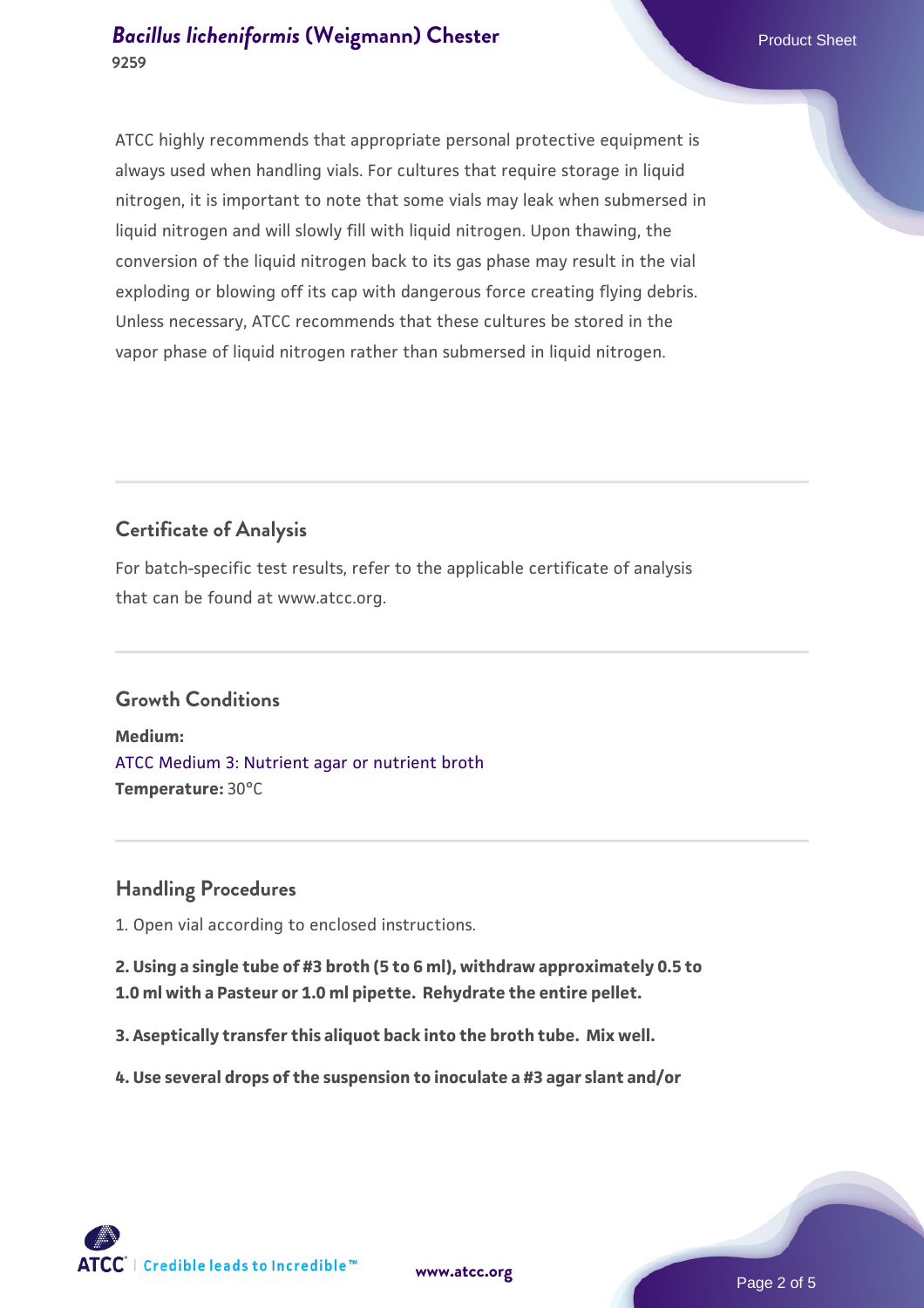ATCC highly recommends that appropriate personal protective equipment is always used when handling vials. For cultures that require storage in liquid nitrogen, it is important to note that some vials may leak when submersed in liquid nitrogen and will slowly fill with liquid nitrogen. Upon thawing, the conversion of the liquid nitrogen back to its gas phase may result in the vial exploding or blowing off its cap with dangerous force creating flying debris. Unless necessary, ATCC recommends that these cultures be stored in the vapor phase of liquid nitrogen rather than submersed in liquid nitrogen.

## Certificate of Analysis

For batch-specific test results, refer to the applicable certificate of analysis that can be found at www.atcc.org.

## Growth Conditions

**Medium:**
ATCC Medium 3: Nutrient agar or nutrient broth
**Temperature:** 30°C

## Handling Procedures

1. Open vial according to enclosed instructions.

**2. Using a single tube of #3 broth (5 to 6 ml), withdraw approximately 0.5 to 1.0 ml with a Pasteur or 1.0 ml pipette. Rehydrate the entire pellet.**

**3. Aseptically transfer this aliquot back into the broth tube. Mix well.**

**4. Use several drops of the suspension to inoculate a #3 agar slant and/or**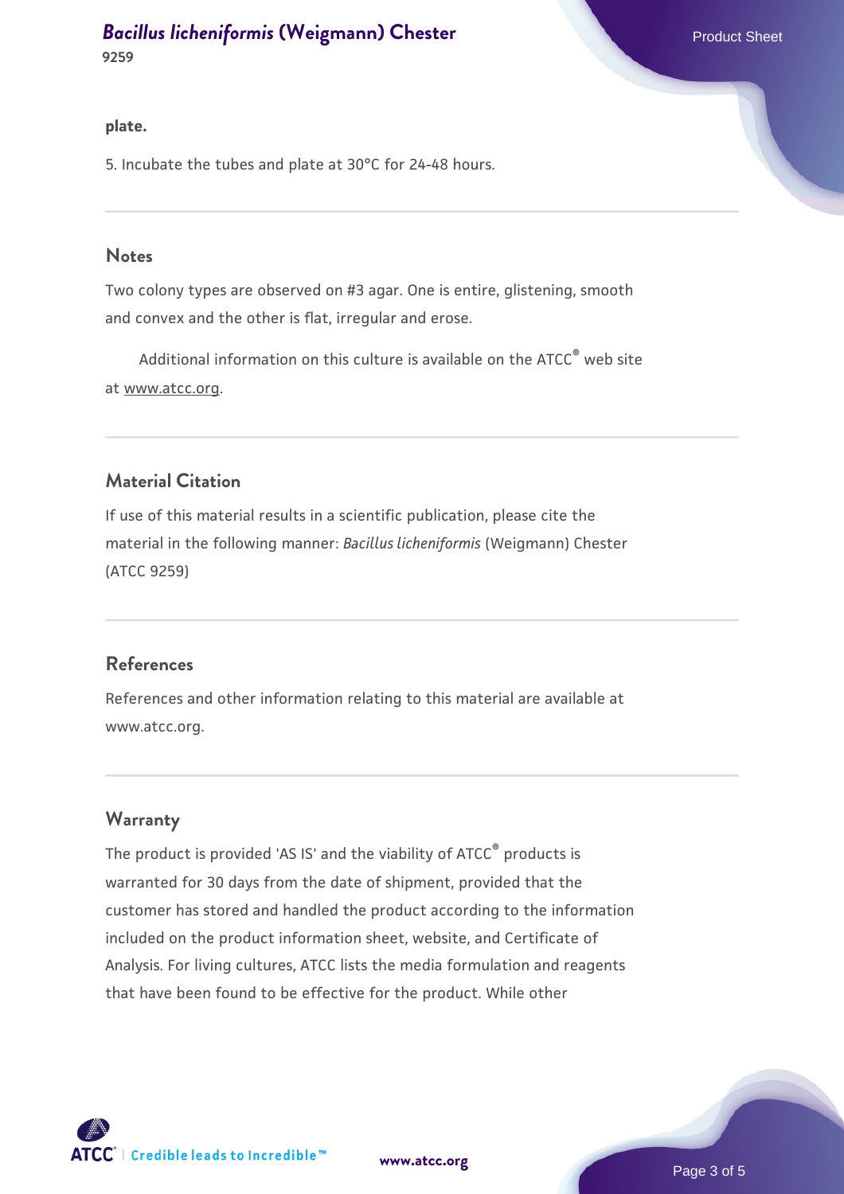**plate.**

5. Incubate the tubes and plate at 30°C for 24-48 hours.

## Notes

Two colony types are observed on #3 agar. One is entire, glistening, smooth and convex and the other is flat, irregular and erose.

Additional information on this culture is available on the ATCC® web site at www.atcc.org.

## Material Citation

If use of this material results in a scientific publication, please cite the material in the following manner: *Bacillus licheniformis* (Weigmann) Chester (ATCC 9259)

## References

References and other information relating to this material are available at www.atcc.org.

## Warranty

The product is provided 'AS IS' and the viability of ATCC® products is warranted for 30 days from the date of shipment, provided that the customer has stored and handled the product according to the information included on the product information sheet, website, and Certificate of Analysis. For living cultures, ATCC lists the media formulation and reagents that have been found to be effective for the product. While other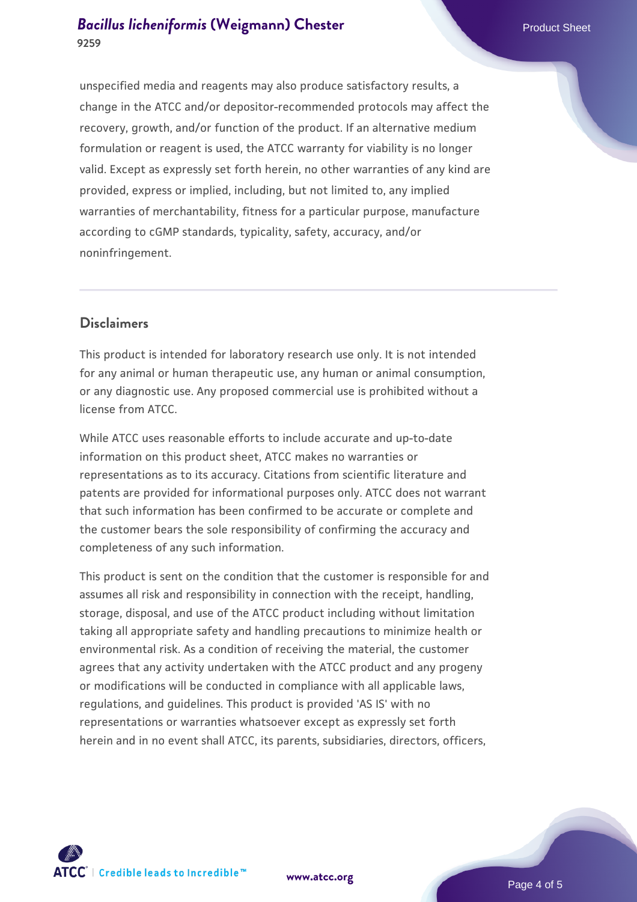unspecified media and reagents may also produce satisfactory results, a change in the ATCC and/or depositor-recommended protocols may affect the recovery, growth, and/or function of the product. If an alternative medium formulation or reagent is used, the ATCC warranty for viability is no longer valid. Except as expressly set forth herein, no other warranties of any kind are provided, express or implied, including, but not limited to, any implied warranties of merchantability, fitness for a particular purpose, manufacture according to cGMP standards, typicality, safety, accuracy, and/or noninfringement.

## Disclaimers

This product is intended for laboratory research use only. It is not intended for any animal or human therapeutic use, any human or animal consumption, or any diagnostic use. Any proposed commercial use is prohibited without a license from ATCC.

While ATCC uses reasonable efforts to include accurate and up-to-date information on this product sheet, ATCC makes no warranties or representations as to its accuracy. Citations from scientific literature and patents are provided for informational purposes only. ATCC does not warrant that such information has been confirmed to be accurate or complete and the customer bears the sole responsibility of confirming the accuracy and completeness of any such information.

This product is sent on the condition that the customer is responsible for and assumes all risk and responsibility in connection with the receipt, handling, storage, disposal, and use of the ATCC product including without limitation taking all appropriate safety and handling precautions to minimize health or environmental risk. As a condition of receiving the material, the customer agrees that any activity undertaken with the ATCC product and any progeny or modifications will be conducted in compliance with all applicable laws, regulations, and guidelines. This product is provided 'AS IS' with no representations or warranties whatsoever except as expressly set forth herein and in no event shall ATCC, its parents, subsidiaries, directors, officers,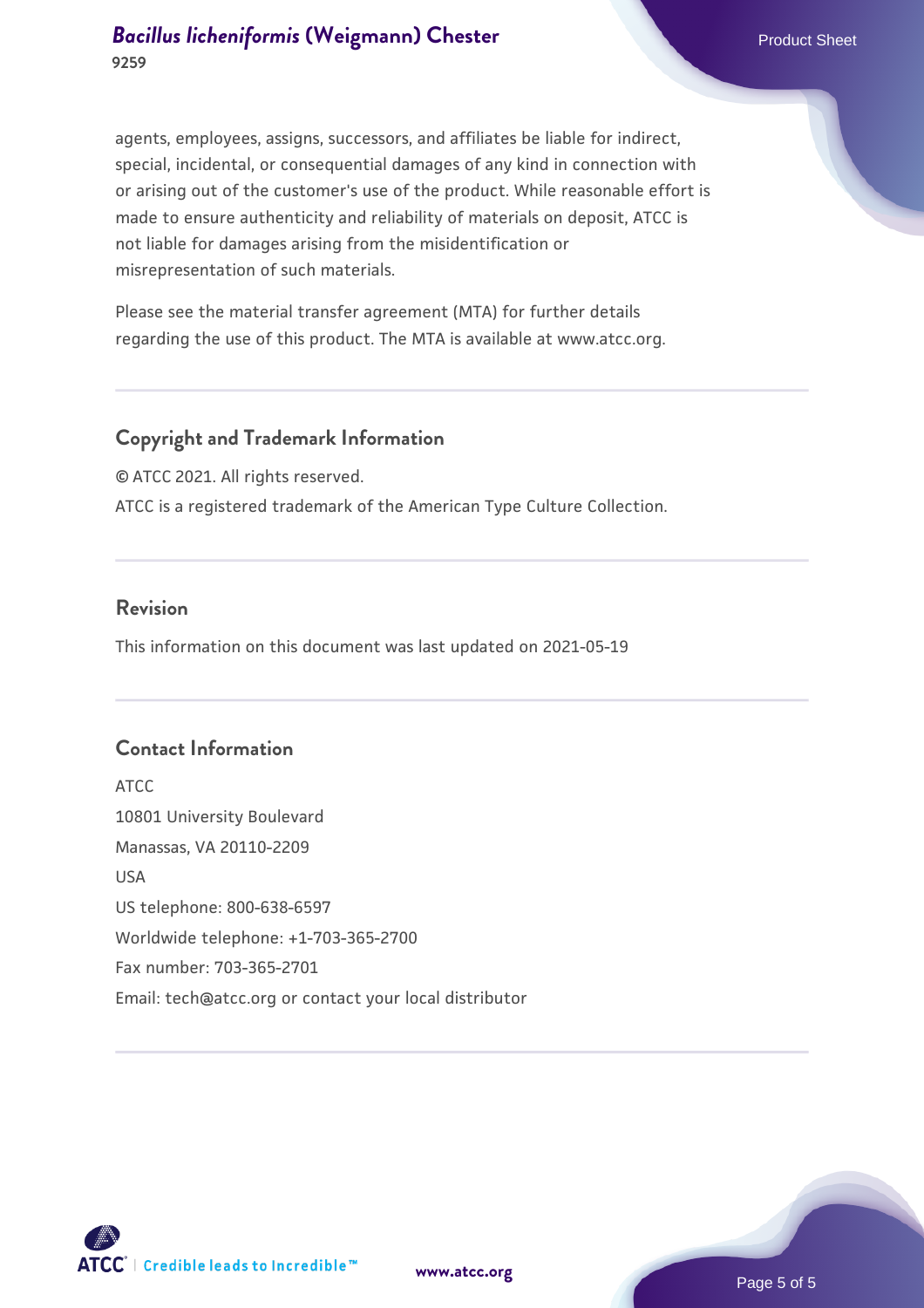agents, employees, assigns, successors, and affiliates be liable for indirect, special, incidental, or consequential damages of any kind in connection with or arising out of the customer's use of the product. While reasonable effort is made to ensure authenticity and reliability of materials on deposit, ATCC is not liable for damages arising from the misidentification or misrepresentation of such materials.

Please see the material transfer agreement (MTA) for further details regarding the use of this product. The MTA is available at www.atcc.org.

## Copyright and Trademark Information

© ATCC 2021. All rights reserved.

ATCC is a registered trademark of the American Type Culture Collection.

## Revision

This information on this document was last updated on 2021-05-19

## Contact Information

ATCC
10801 University Boulevard
Manassas, VA 20110-2209
USA
US telephone: 800-638-6597
Worldwide telephone: +1-703-365-2700
Fax number: 703-365-2701
Email: tech@atcc.org or contact your local distributor